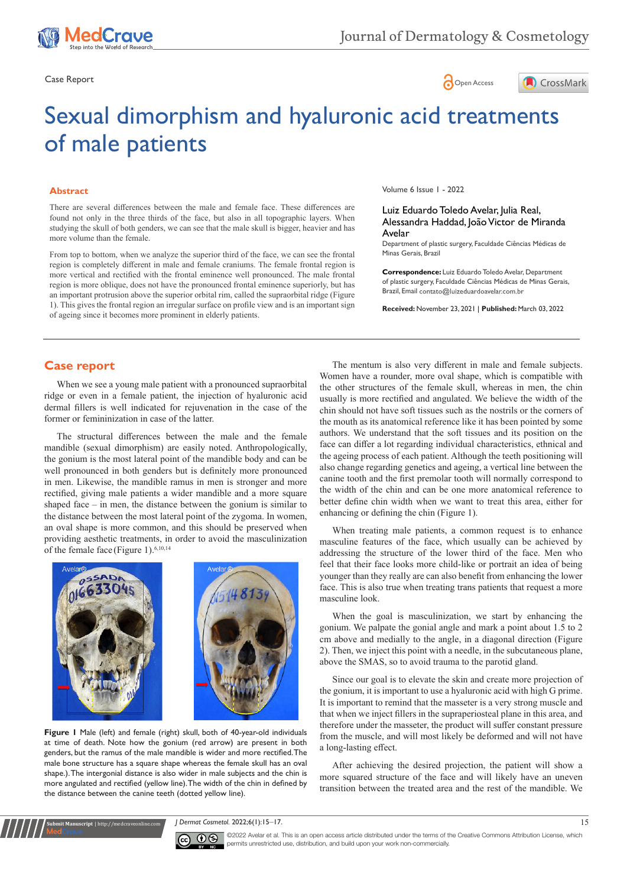Case Report

# Sexual dimorphism and hyaluronic acid treatments of male patients

## Abstract

There are several differences between the male and female face. These differences are found not only in the three thirds of the face, but also in all topographic layers. When studying the skull of both genders, we can see that the male skull is bigger, heavier and has more volume than the female.

From top to bottom, when we analyze the superior third of the face, we can see the frontal region is completely different in male and female craniums. The female frontal region is more vertical and rectified with the frontal eminence well pronounced. The male frontal region is more oblique, does not have the pronounced frontal eminence superiorly, but has an important protrusion above the superior orbital rim, called the supraorbital ridge (Figure 1). This gives the frontal region an irregular surface on profile view and is an important sign of ageing since it becomes more prominent in elderly patients.

Volume 6 Issue 1 - 2022

Luiz Eduardo Toledo Avelar, Julia Real, Alessandra Haddad, João Victor de Miranda Avelar

Department of plastic surgery, Faculdade Ciências Médicas de Minas Gerais, Brazil

**Correspondence:** Luiz Eduardo Toledo Avelar, Department of plastic surgery, Faculdade Ciências Médicas de Minas Gerais, Brazil, Email contato@luizeduardoavelar.com.br

**Received:** November 23, 2021 | **Published:** March 03, 2022

## Case report

When we see a young male patient with a pronounced supraorbital ridge or even in a female patient, the injection of hyaluronic acid dermal fillers is well indicated for rejuvenation in the case of the former or femininization in case of the latter.

The structural differences between the male and the female mandible (sexual dimorphism) are easily noted. Anthropologically, the gonium is the most lateral point of the mandible body and can be well pronounced in both genders but is definitely more pronounced in men. Likewise, the mandible ramus in men is stronger and more rectified, giving male patients a wider mandible and a more square shaped face – in men, the distance between the gonium is similar to the distance between the most lateral point of the zygoma. In women, an oval shape is more common, and this should be preserved when providing aesthetic treatments, in order to avoid the masculinization of the female face (Figure 1).[6,10,14]

**Figure 1** Male (left) and female (right) skull, both of 40-year-old individuals at time of death. Note how the gonium (red arrow) are present in both genders, but the ramus of the male mandible is wider and more rectified. The male bone structure has a square shape whereas the female skull has an oval shape.). The intergonial distance is also wider in male subjects and the chin is more angulated and rectified (yellow line). The width of the chin in defined by the distance between the canine teeth (dotted yellow line).

The mentum is also very different in male and female subjects. Women have a rounder, more oval shape, which is compatible with the other structures of the female skull, whereas in men, the chin usually is more rectified and angulated. We believe the width of the chin should not have soft tissues such as the nostrils or the corners of the mouth as its anatomical reference like it has been pointed by some authors. We understand that the soft tissues and its position on the face can differ a lot regarding individual characteristics, ethnical and the ageing process of each patient. Although the teeth positioning will also change regarding genetics and ageing, a vertical line between the canine tooth and the first premolar tooth will normally correspond to the width of the chin and can be one more anatomical reference to better define chin width when we want to treat this area, either for enhancing or defining the chin (Figure 1).

When treating male patients, a common request is to enhance masculine features of the face, which usually can be achieved by addressing the structure of the lower third of the face. Men who feel that their face looks more child-like or portrait an idea of being younger than they really are can also benefit from enhancing the lower face. This is also true when treating trans patients that request a more masculine look.

When the goal is masculinization, we start by enhancing the gonium. We palpate the gonial angle and mark a point about 1.5 to 2 cm above and medially to the angle, in a diagonal direction (Figure 2). Then, we inject this point with a needle, in the subcutaneous plane, above the SMAS, so to avoid trauma to the parotid gland.

Since our goal is to elevate the skin and create more projection of the gonium, it is important to use a hyaluronic acid with high G prime. It is important to remind that the masseter is a very strong muscle and that when we inject fillers in the supraperiosteal plane in this area, and therefore under the masseter, the product will suffer constant pressure from the muscle, and will most likely be deformed and will not have a long-lasting effect.

After achieving the desired projection, the patient will show a more squared structure of the face and will likely have an uneven transition between the treated area and the rest of the mandible. We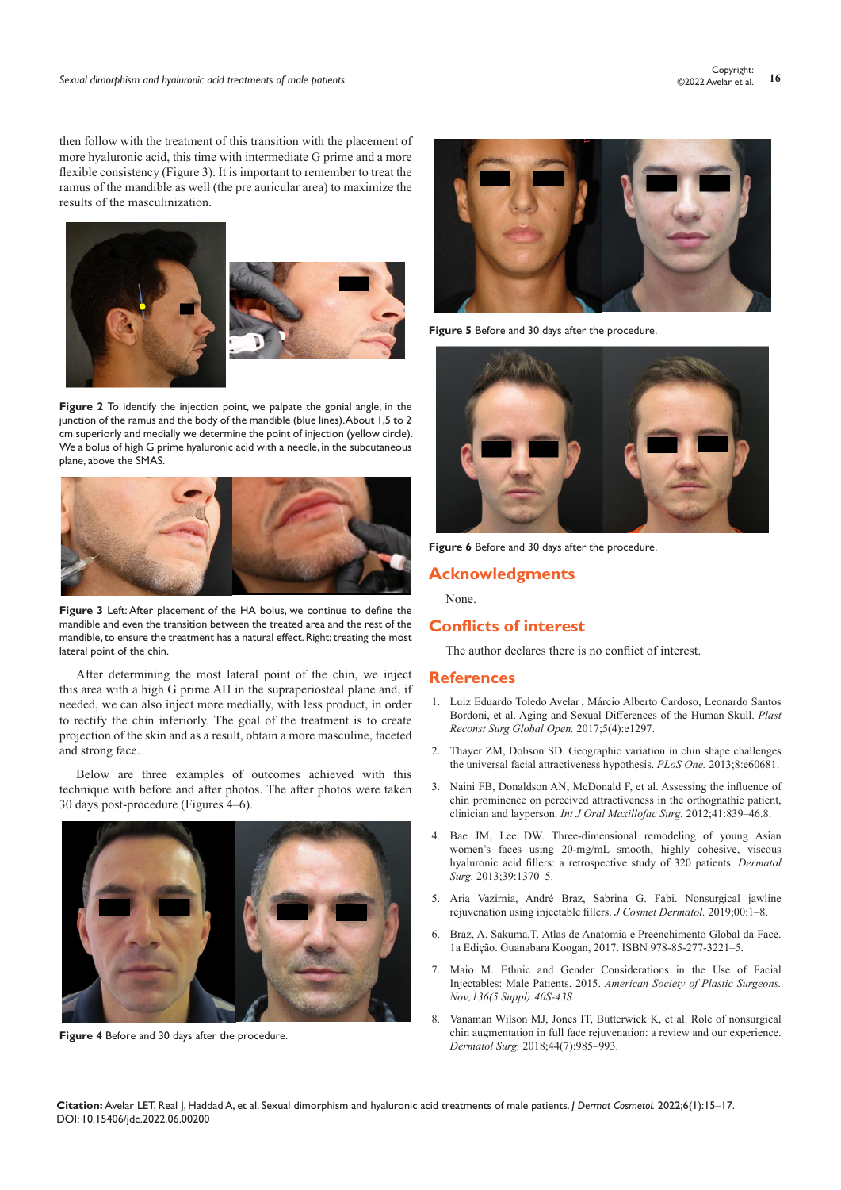then follow with the treatment of this transition with the placement of more hyaluronic acid, this time with intermediate G prime and a more flexible consistency (Figure 3). It is important to remember to treat the ramus of the mandible as well (the pre auricular area) to maximize the results of the masculinization.

**Figure 2** To identify the injection point, we palpate the gonial angle, in the junction of the ramus and the body of the mandible (blue lines). About 1,5 to 2 cm superiorly and medially we determine the point of injection (yellow circle). We a bolus of high G prime hyaluronic acid with a needle, in the subcutaneous plane, above the SMAS.

**Figure 3** Left: After placement of the HA bolus, we continue to define the mandible and even the transition between the treated area and the rest of the mandible, to ensure the treatment has a natural effect. Right: treating the most lateral point of the chin.

After determining the most lateral point of the chin, we inject this area with a high G prime AH in the supraperiosteal plane and, if needed, we can also inject more medially, with less product, in order to rectify the chin inferiorly. The goal of the treatment is to create projection of the skin and as a result, obtain a more masculine, faceted and strong face.

Below are three examples of outcomes achieved with this technique with before and after photos. The after photos were taken 30 days post-procedure (Figures 4–6).

**Figure 4** Before and 30 days after the procedure.

**Figure 5** Before and 30 days after the procedure.

**Figure 6** Before and 30 days after the procedure.

## Acknowledgments

None.

## Conflicts of interest

The author declares there is no conflict of interest.

## References

1. Luiz Eduardo Toledo Avelar , Márcio Alberto Cardoso, Leonardo Santos Bordoni, et al. Aging and Sexual Differences of the Human Skull. *Plast Reconst Surg Global Open.* 2017;5(4):e1297.
2. Thayer ZM, Dobson SD. Geographic variation in chin shape challenges the universal facial attractiveness hypothesis. *PLoS One.* 2013;8:e60681.
3. Naini FB, Donaldson AN, McDonald F, et al. Assessing the influence of chin prominence on perceived attractiveness in the orthognathic patient, clinician and layperson. *Int J Oral Maxillofac Surg.* 2012;41:839–46.8.
4. Bae JM, Lee DW. Three-dimensional remodeling of young Asian women's faces using 20-mg/mL smooth, highly cohesive, viscous hyaluronic acid fillers: a retrospective study of 320 patients. *Dermatol Surg.* 2013;39:1370–5.
5. Aria Vazirnia, André Braz, Sabrina G. Fabi. Nonsurgical jawline rejuvenation using injectable fillers. *J Cosmet Dermatol.* 2019;00:1–8.
6. Braz, A. Sakuma,T. Atlas de Anatomia e Preenchimento Global da Face. 1a Edição. Guanabara Koogan, 2017. ISBN 978-85-277-3221–5.
7. Maio M. Ethnic and Gender Considerations in the Use of Facial Injectables: Male Patients. 2015. *American Society of Plastic Surgeons. Nov;136(5 Suppl):40S-43S.*
8. Vanaman Wilson MJ, Jones IT, Butterwick K, et al. Role of nonsurgical chin augmentation in full face rejuvenation: a review and our experience. *Dermatol Surg.* 2018;44(7):985–993.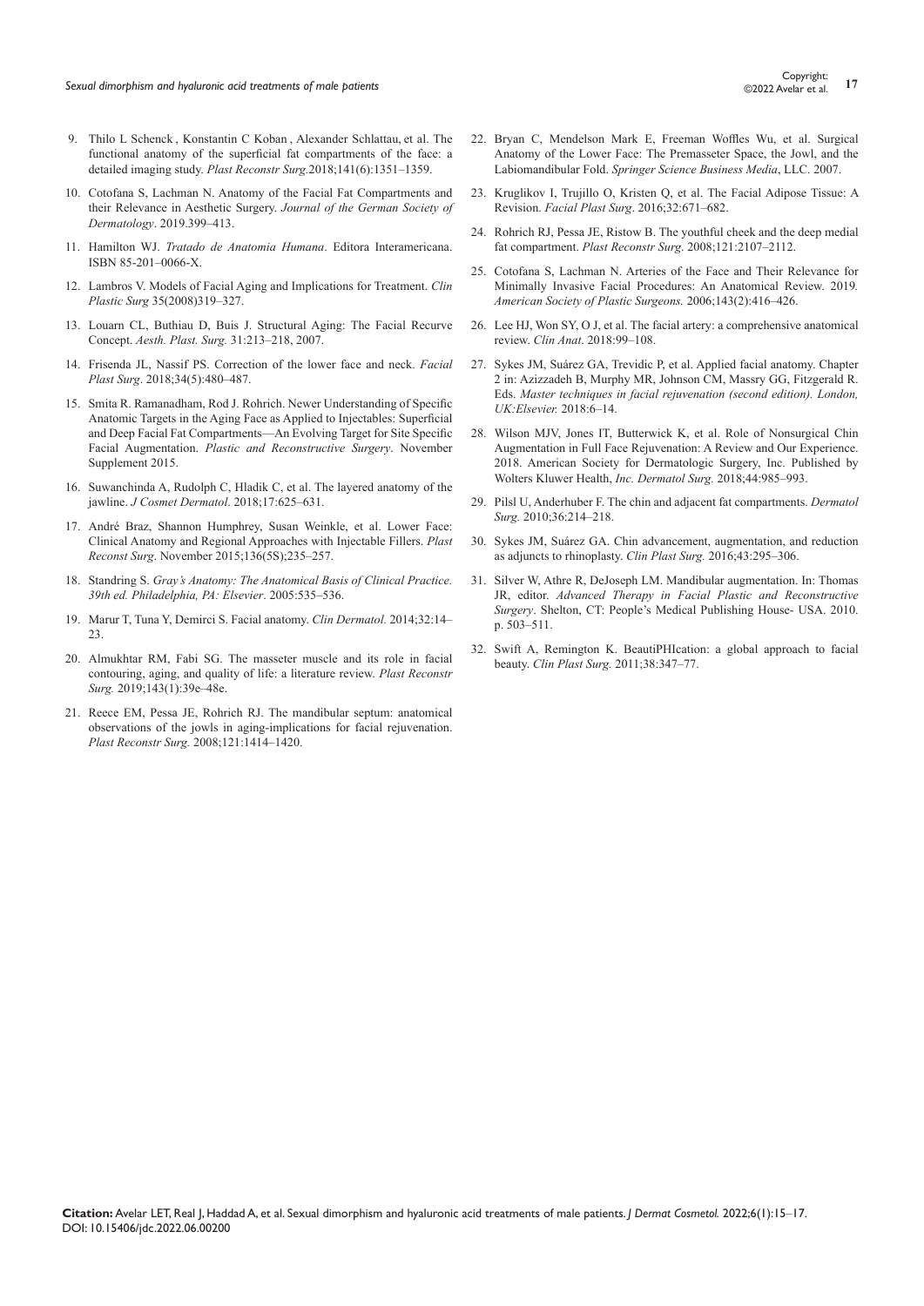9. Thilo L Schenck , Konstantin C Koban , Alexander Schlattau, et al. The functional anatomy of the superficial fat compartments of the face: a detailed imaging study. *Plast Reconstr Surg.*2018;141(6):1351–1359.
10. Cotofana S, Lachman N. Anatomy of the Facial Fat Compartments and their Relevance in Aesthetic Surgery. *Journal of the German Society of Dermatology*. 2019.399–413.
11. Hamilton WJ. *Tratado de Anatomia Humana*. Editora Interamericana. ISBN 85-201–0066-X.
12. Lambros V. Models of Facial Aging and Implications for Treatment. *Clin Plastic Surg* 35(2008)319–327.
13. Louarn CL, Buthiau D, Buis J. Structural Aging: The Facial Recurve Concept. *Aesth. Plast. Surg.* 31:213–218, 2007.
14. Frisenda JL, Nassif PS. Correction of the lower face and neck. *Facial Plast Surg*. 2018;34(5):480–487.
15. Smita R. Ramanadham, Rod J. Rohrich. Newer Understanding of Specific Anatomic Targets in the Aging Face as Applied to Injectables: Superficial and Deep Facial Fat Compartments—An Evolving Target for Site Specific Facial Augmentation. *Plastic and Reconstructive Surgery*. November Supplement 2015.
16. Suwanchinda A, Rudolph C, Hladik C, et al. The layered anatomy of the jawline. *J Cosmet Dermatol*. 2018;17:625–631.
17. André Braz, Shannon Humphrey, Susan Weinkle, et al. Lower Face: Clinical Anatomy and Regional Approaches with Injectable Fillers. *Plast Reconst Surg*. November 2015;136(5S);235–257.
18. Standring S. *Gray's Anatomy: The Anatomical Basis of Clinical Practice. 39th ed. Philadelphia, PA: Elsevier*. 2005:535–536.
19. Marur T, Tuna Y, Demirci S. Facial anatomy. *Clin Dermatol.* 2014;32:14–23.
20. Almukhtar RM, Fabi SG. The masseter muscle and its role in facial contouring, aging, and quality of life: a literature review. *Plast Reconstr Surg.* 2019;143(1):39e–48e.
21. Reece EM, Pessa JE, Rohrich RJ. The mandibular septum: anatomical observations of the jowls in aging-implications for facial rejuvenation. *Plast Reconstr Surg.* 2008;121:1414–1420.
22. Bryan C, Mendelson Mark E, Freeman Woffles Wu, et al. Surgical Anatomy of the Lower Face: The Premasseter Space, the Jowl, and the Labiomandibular Fold. *Springer Science Business Media*, LLC. 2007.
23. Kruglikov I, Trujillo O, Kristen Q, et al. The Facial Adipose Tissue: A Revision. *Facial Plast Surg*. 2016;32:671–682.
24. Rohrich RJ, Pessa JE, Ristow B. The youthful cheek and the deep medial fat compartment. *Plast Reconstr Surg*. 2008;121:2107–2112.
25. Cotofana S, Lachman N. Arteries of the Face and Their Relevance for Minimally Invasive Facial Procedures: An Anatomical Review. 2019*. American Society of Plastic Surgeons.* 2006;143(2):416–426.
26. Lee HJ, Won SY, O J, et al. The facial artery: a comprehensive anatomical review. *Clin Anat*. 2018:99–108.
27. Sykes JM, Suárez GA, Trevidic P, et al. Applied facial anatomy. Chapter 2 in: Azizzadeh B, Murphy MR, Johnson CM, Massry GG, Fitzgerald R. Eds. *Master techniques in facial rejuvenation (second edition). London, UK:Elsevier.* 2018:6–14.
28. Wilson MJV, Jones IT, Butterwick K, et al. Role of Nonsurgical Chin Augmentation in Full Face Rejuvenation: A Review and Our Experience. 2018. American Society for Dermatologic Surgery, Inc. Published by Wolters Kluwer Health, *Inc. Dermatol Surg.* 2018;44:985–993.
29. Pilsl U, Anderhuber F. The chin and adjacent fat compartments. *Dermatol Surg.* 2010;36:214–218.
30. Sykes JM, Suárez GA. Chin advancement, augmentation, and reduction as adjuncts to rhinoplasty. *Clin Plast Surg.* 2016;43:295–306.
31. Silver W, Athre R, DeJoseph LM. Mandibular augmentation. In: Thomas JR, editor. *Advanced Therapy in Facial Plastic and Reconstructive Surgery*. Shelton, CT: People's Medical Publishing House- USA. 2010. p. 503–511.
32. Swift A, Remington K. BeautiPHIcation: a global approach to facial beauty. *Clin Plast Surg.* 2011;38:347–77.